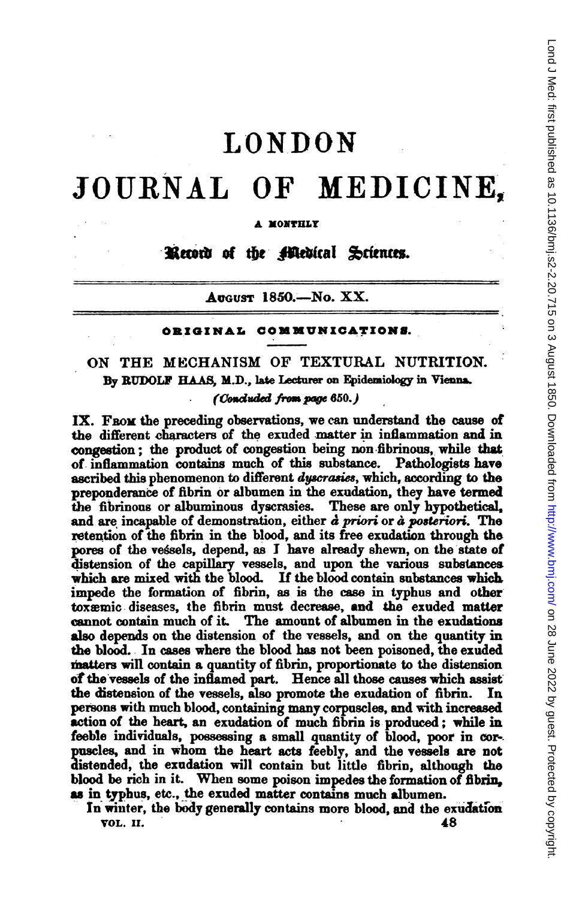# LONDON

# JOURNAL OF MEDICINE,

A MONTHLY

## Record of the Medical Sciences.

AUGUST 1850.—No. XX.

ORIGINAL COMMUNICATIONS.

## ON THE MECHANISM OF TEXTURAL NUTRITION.

By RUDOLF HAAS, M.D., late Lecturer on Epidemiology in Vienna.

*(Concluded from page 650.)*

IX. FROM the preceding observations, we can understand the cause of the different characters of the exuded matter in inflammation and in congestion; the product of congestion being non-fibrinous, while that of inflammation contains much of this substance. Pathologists have ascribed this phenomenon to different *dyscrasies*, which, according to the preponderance of fibrin or albumen in the exudation, they have termed the fibrinous or albuminous dyscrasies. These are only hypothetical, and are incapable of demonstration, either *à priori* or *à posteriori*. The retention of the fibrin in the blood, and its free exudation through the pores of the vessels, depend, as I have already shewn, on the state of distension of the capillary vessels, and upon the various substances which are mixed with the blood. If the blood contain substances which impede the formation of fibrin, as is the case in typhus and other toxæmic diseases, the fibrin must decrease, and the exuded matter cannot contain much of it. The amount of albumen in the exudations also depends on the distension of the vessels, and on the quantity in the blood. In cases where the blood has not been poisoned, the exuded matters will contain a quantity of fibrin, proportionate to the distension of the vessels of the inflamed part. Hence all those causes which assist the distension of the vessels, also promote the exudation of fibrin. In persons with much blood, containing many corpuscles, and with increased action of the heart, an exudation of much fibrin is produced; while in feeble individuals, possessing a small quantity of blood, poor in corpuscles, and in whom the heart acts feebly, and the vessels are not distended, the exudation will contain but little fibrin, although the blood be rich in it. When some poison impedes the formation of fibrin, as in typhus, etc., the exuded matter contains much albumen.

In winter, the body generally contains more blood, and the exudation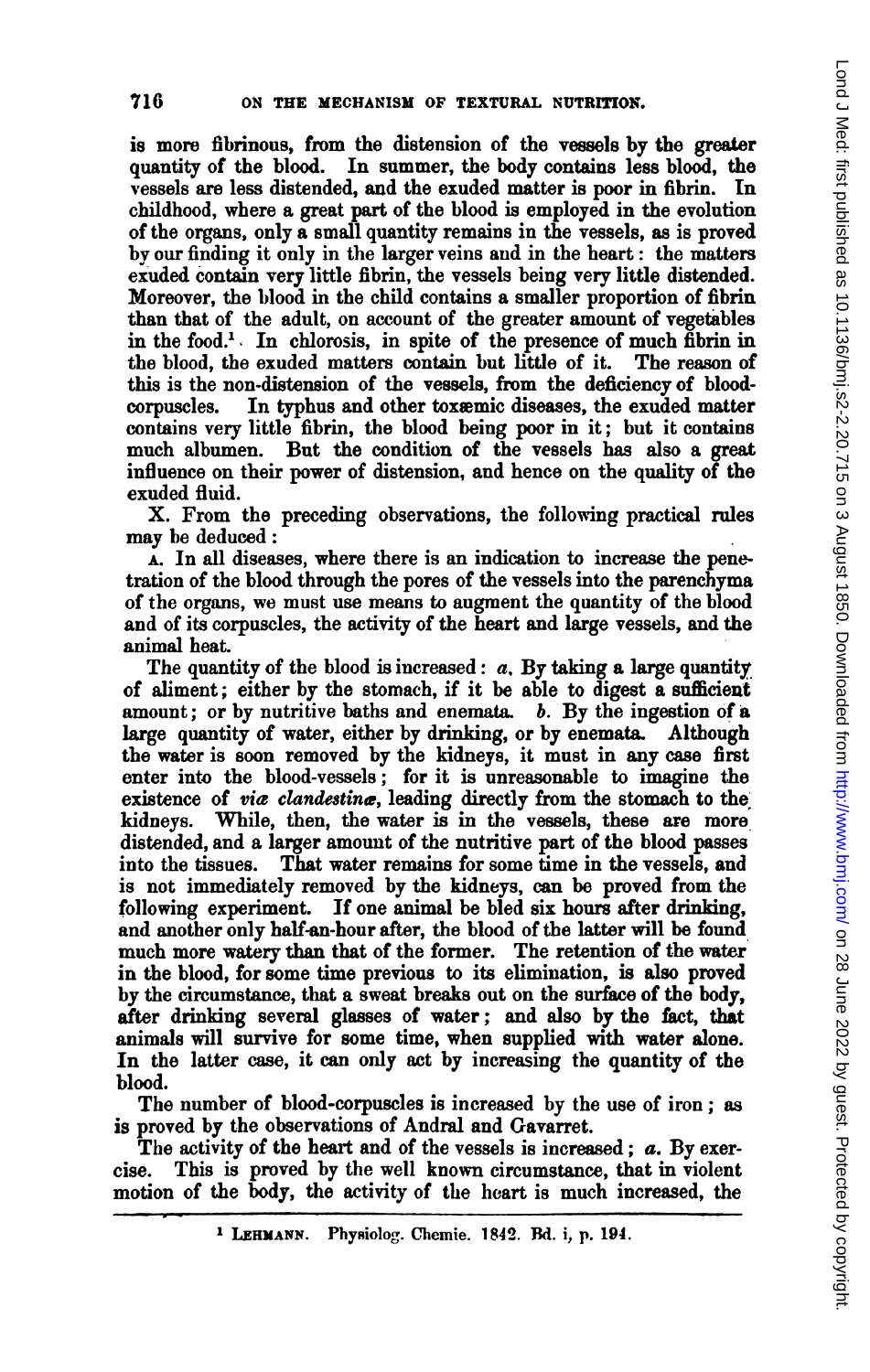is more fibrinous, from the distension of the vessels by the greater quantity of the blood. In summer, the body contains less blood, the vessels are less distended, and the exuded matter is poor in fibrin. In childhood, where a great part of the blood is employed in the evolution of the organs, only a small quantity remains in the vessels, as is proved by our finding it only in the larger veins and in the heart: the matters exuded contain very little fibrin, the vessels being very little distended. Moreover, the blood in the child contains a smaller proportion of fibrin than that of the adult, on account of the greater amount of vegetables in the food.[1] In chlorosis, in spite of the presence of much fibrin in the blood, the exuded matters contain but little of it. The reason of this is the non-distension of the vessels, from the deficiency of blood-corpuscles. In typhus and other toxæmic diseases, the exuded matter contains very little fibrin, the blood being poor in it; but it contains much albumen. But the condition of the vessels has also a great influence on their power of distension, and hence on the quality of the exuded fluid.

X. From the preceding observations, the following practical rules may be deduced:

A. In all diseases, where there is an indication to increase the penetration of the blood through the pores of the vessels into the parenchyma of the organs, we must use means to augment the quantity of the blood and of its corpuscles, the activity of the heart and large vessels, and the animal heat.

The quantity of the blood is increased: *a*. By taking a large quantity of aliment; either by the stomach, if it be able to digest a sufficient amount; or by nutritive baths and enemata. *b*. By the ingestion of a large quantity of water, either by drinking, or by enemata. Although the water is soon removed by the kidneys, it must in any case first enter into the blood-vessels; for it is unreasonable to imagine the existence of *viæ clandestinæ*, leading directly from the stomach to the kidneys. While, then, the water is in the vessels, these are more distended, and a larger amount of the nutritive part of the blood passes into the tissues. That water remains for some time in the vessels, and is not immediately removed by the kidneys, can be proved from the following experiment. If one animal be bled six hours after drinking, and another only half-an-hour after, the blood of the latter will be found much more watery than that of the former. The retention of the water in the blood, for some time previous to its elimination, is also proved by the circumstance, that a sweat breaks out on the surface of the body, after drinking several glasses of water; and also by the fact, that animals will survive for some time, when supplied with water alone. In the latter case, it can only act by increasing the quantity of the blood.

The number of blood-corpuscles is increased by the use of iron; as is proved by the observations of Andral and Gavarret.

The activity of the heart and of the vessels is increased; *a*. By exercise. This is proved by the well known circumstance, that in violent motion of the body, the activity of the heart is much increased, the

[1] LEHMANN. Physiolog. Chemie. 1842. Bd. i, p. 194.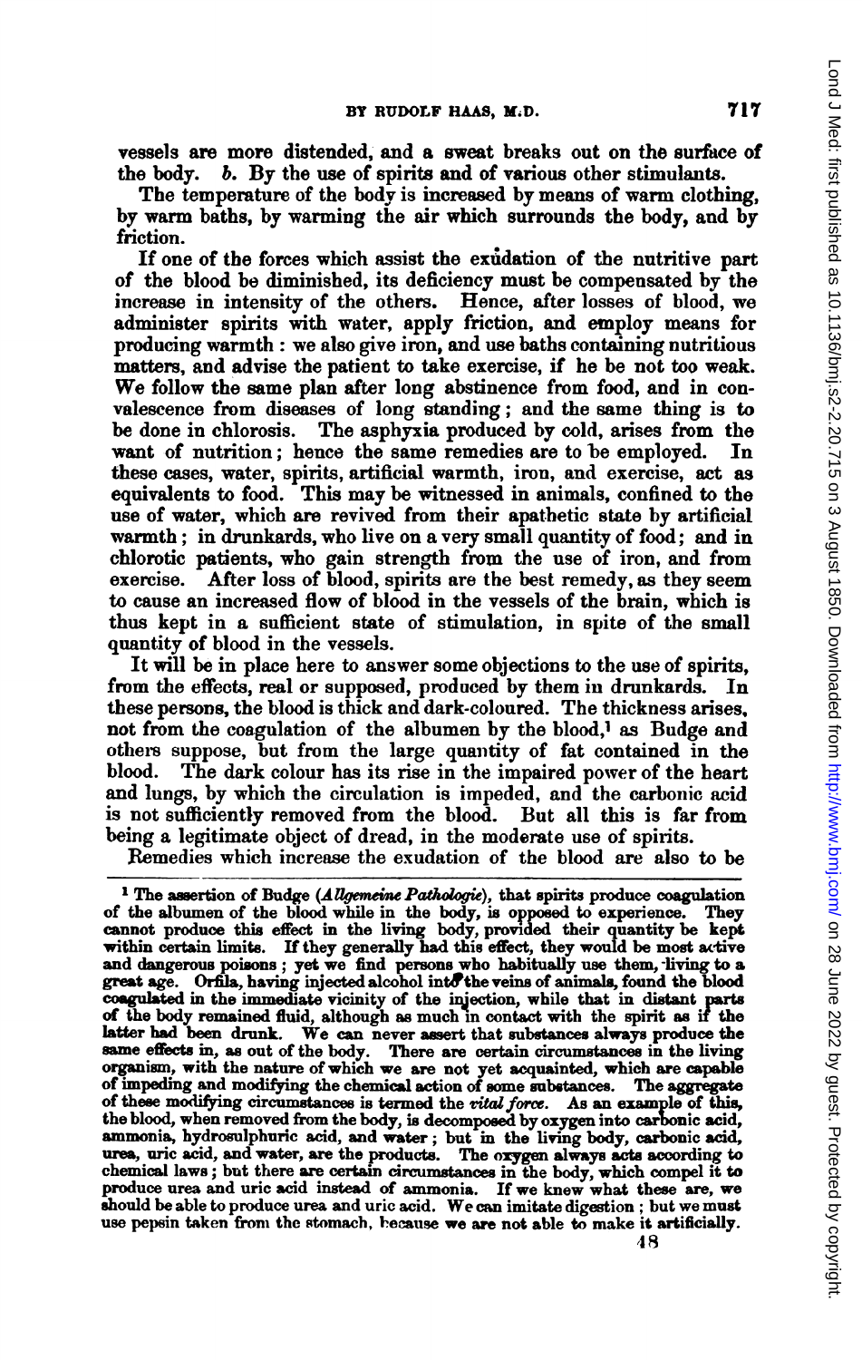vessels are more distended, and a sweat breaks out on the surface of the body. *b*. By the use of spirits and of various other stimulants.

The temperature of the body is increased by means of warm clothing, by warm baths, by warming the air which surrounds the body, and by friction.

If one of the forces which assist the exudation of the nutritive part of the blood be diminished, its deficiency must be compensated by the increase in intensity of the others. Hence, after losses of blood, we administer spirits with water, apply friction, and employ means for producing warmth: we also give iron, and use baths containing nutritious matters, and advise the patient to take exercise, if he be not too weak. We follow the same plan after long abstinence from food, and in convalescence from diseases of long standing; and the same thing is to be done in chlorosis. The asphyxia produced by cold, arises from the want of nutrition; hence the same remedies are to be employed. In these cases, water, spirits, artificial warmth, iron, and exercise, act as equivalents to food. This may be witnessed in animals, confined to the use of water, which are revived from their apathetic state by artificial warmth; in drunkards, who live on a very small quantity of food; and in chlorotic patients, who gain strength from the use of iron, and from exercise. After loss of blood, spirits are the best remedy, as they seem to cause an increased flow of blood in the vessels of the brain, which is thus kept in a sufficient state of stimulation, in spite of the small quantity of blood in the vessels.

It will be in place here to answer some objections to the use of spirits, from the effects, real or supposed, produced by them in drunkards. In these persons, the blood is thick and dark-coloured. The thickness arises, not from the coagulation of the albumen by the blood,[1] as Budge and others suppose, but from the large quantity of fat contained in the blood. The dark colour has its rise in the impaired power of the heart and lungs, by which the circulation is impeded, and the carbonic acid is not sufficiently removed from the blood. But all this is far from being a legitimate object of dread, in the moderate use of spirits.

Remedies which increase the exudation of the blood are also to be

[1] The assertion of Budge (*Allgemeine Pathologie*), that spirits produce coagulation of the albumen of the blood while in the body, is opposed to experience. They cannot produce this effect in the living body, provided their quantity be kept within certain limits. If they generally had this effect, they would be most active and dangerous poisons; yet we find persons who habitually use them, living to a great age. Orfila, having injected alcohol into the veins of animals, found the blood coagulated in the immediate vicinity of the injection, while that in distant parts of the body remained fluid, although as much in contact with the spirit as if the latter had been drunk. We can never assert that substances always produce the same effects in, as out of the body. There are certain circumstances in the living organism, with the nature of which we are not yet acquainted, which are capable of impeding and modifying the chemical action of some substances. The aggregate of these modifying circumstances is termed the *vital force*. As an example of this, the blood, when removed from the body, is decomposed by oxygen into carbonic acid, ammonia, hydrosulphuric acid, and water; but in the living body, carbonic acid, urea, uric acid, and water, are the products. The oxygen always acts according to chemical laws; but there are certain circumstances in the body, which compel it to produce urea and uric acid instead of ammonia. If we knew what these are, we should be able to produce urea and uric acid. We can imitate digestion; but we must use pepsin taken from the stomach, because we are not able to make it artificially.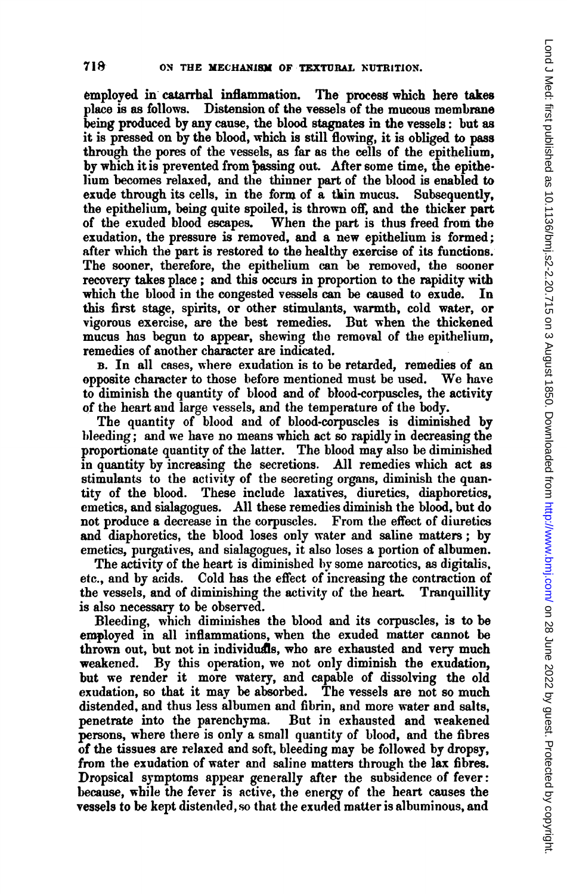employed in catarrhal inflammation. The process which here takes place is as follows. Distension of the vessels of the mucous membrane being produced by any cause, the blood stagnates in the vessels: but as it is pressed on by the blood, which is still flowing, it is obliged to pass through the pores of the vessels, as far as the cells of the epithelium, by which it is prevented from passing out. After some time, the epithelium becomes relaxed, and the thinner part of the blood is enabled to exude through its cells, in the form of a thin mucus. Subsequently, the epithelium, being quite spoiled, is thrown off, and the thicker part of the exuded blood escapes. When the part is thus freed from the exudation, the pressure is removed, and a new epithelium is formed; after which the part is restored to the healthy exercise of its functions. The sooner, therefore, the epithelium can be removed, the sooner recovery takes place; and this occurs in proportion to the rapidity with which the blood in the congested vessels can be caused to exude. In this first stage, spirits, or other stimulants, warmth, cold water, or vigorous exercise, are the best remedies. But when the thickened mucus has begun to appear, shewing the removal of the epithelium, remedies of another character are indicated.

B. In all cases, where exudation is to be retarded, remedies of an opposite character to those before mentioned must be used. We have to diminish the quantity of blood and of blood-corpuscles, the activity of the heart and large vessels, and the temperature of the body.

The quantity of blood and of blood-corpuscles is diminished by bleeding; and we have no means which act so rapidly in decreasing the proportionate quantity of the latter. The blood may also be diminished in quantity by increasing the secretions. All remedies which act as stimulants to the activity of the secreting organs, diminish the quantity of the blood. These include laxatives, diuretics, diaphoretics, emetics, and sialagogues. All these remedies diminish the blood, but do not produce a decrease in the corpuscles. From the effect of diuretics and diaphoretics, the blood loses only water and saline matters; by emetics, purgatives, and sialagogues, it also loses a portion of albumen.

The activity of the heart is diminished by some narcotics, as digitalis, etc., and by acids. Cold has the effect of increasing the contraction of the vessels, and of diminishing the activity of the heart. Tranquillity is also necessary to be observed.

Bleeding, which diminishes the blood and its corpuscles, is to be employed in all inflammations, when the exuded matter cannot be thrown out, but not in individuals, who are exhausted and very much weakened. By this operation, we not only diminish the exudation, but we render it more watery, and capable of dissolving the old exudation, so that it may be absorbed. The vessels are not so much distended, and thus less albumen and fibrin, and more water and salts, penetrate into the parenchyma. But in exhausted and weakened persons, where there is only a small quantity of blood, and the fibres of the tissues are relaxed and soft, bleeding may be followed by dropsy, from the exudation of water and saline matters through the lax fibres. Dropsical symptoms appear generally after the subsidence of fever: because, while the fever is active, the energy of the heart causes the vessels to be kept distended, so that the exuded matter is albuminous, and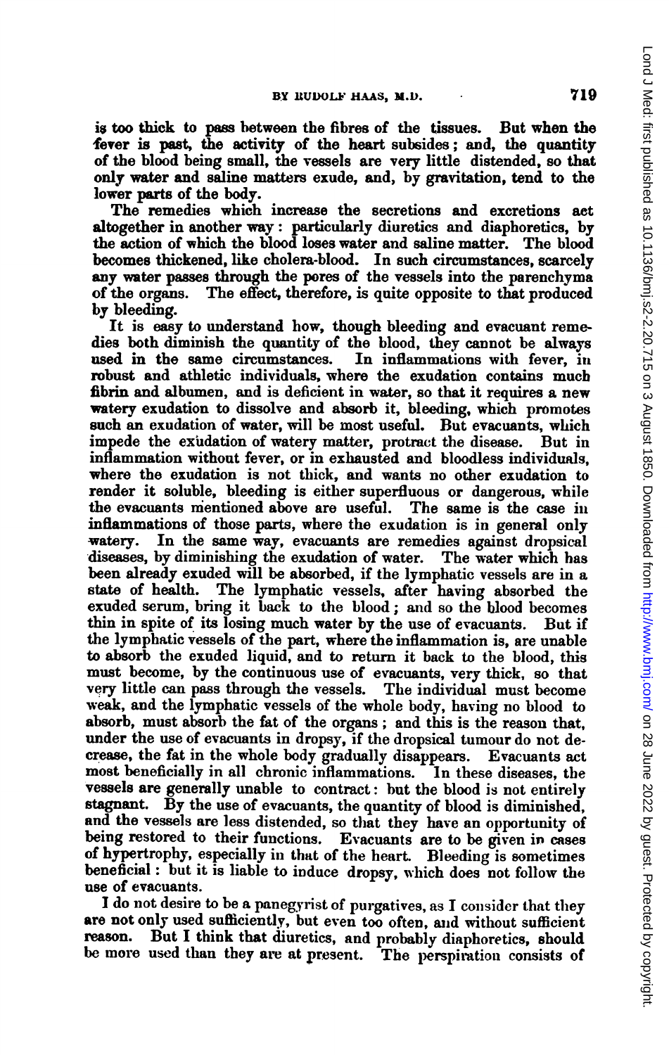is too thick to pass between the fibres of the tissues. But when the fever is past, the activity of the heart subsides; and, the quantity of the blood being small, the vessels are very little distended, so that only water and saline matters exude, and, by gravitation, tend to the lower parts of the body.

The remedies which increase the secretions and excretions act altogether in another way: particularly diuretics and diaphoretics, by the action of which the blood loses water and saline matter. The blood becomes thickened, like cholera-blood. In such circumstances, scarcely any water passes through the pores of the vessels into the parenchyma of the organs. The effect, therefore, is quite opposite to that produced by bleeding.

It is easy to understand how, though bleeding and evacuant remedies both diminish the quantity of the blood, they cannot be always used in the same circumstances. In inflammations with fever, in robust and athletic individuals, where the exudation contains much fibrin and albumen, and is deficient in water, so that it requires a new watery exudation to dissolve and absorb it, bleeding, which promotes such an exudation of water, will be most useful. But evacuants, which impede the exudation of watery matter, protract the disease. But in inflammation without fever, or in exhausted and bloodless individuals, where the exudation is not thick, and wants no other exudation to render it soluble, bleeding is either superfluous or dangerous, while the evacuants mentioned above are useful. The same is the case in inflammations of those parts, where the exudation is in general only watery. In the same way, evacuants are remedies against dropsical diseases, by diminishing the exudation of water. The water which has been already exuded will be absorbed, if the lymphatic vessels are in a state of health. The lymphatic vessels, after having absorbed the exuded serum, bring it back to the blood; and so the blood becomes thin in spite of its losing much water by the use of evacuants. But if the lymphatic vessels of the part, where the inflammation is, are unable to absorb the exuded liquid, and to return it back to the blood, this must become, by the continuous use of evacuants, very thick, so that very little can pass through the vessels. The individual must become weak, and the lymphatic vessels of the whole body, having no blood to absorb, must absorb the fat of the organs; and this is the reason that, under the use of evacuants in dropsy, if the dropsical tumour do not decrease, the fat in the whole body gradually disappears. Evacuants act most beneficially in all chronic inflammations. In these diseases, the vessels are generally unable to contract: but the blood is not entirely stagnant. By the use of evacuants, the quantity of blood is diminished, and the vessels are less distended, so that they have an opportunity of being restored to their functions. Evacuants are to be given in cases of hypertrophy, especially in that of the heart. Bleeding is sometimes beneficial: but it is liable to induce dropsy, which does not follow the use of evacuants.

I do not desire to be a panegyrist of purgatives, as I consider that they are not only used sufficiently, but even too often, and without sufficient reason. But I think that diuretics, and probably diaphoretics, should be more used than they are at present. The perspiration consists of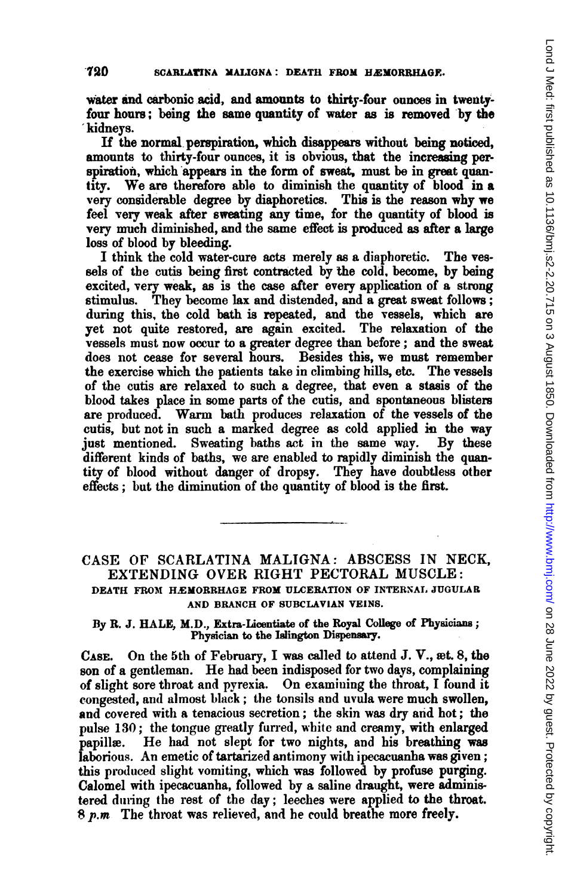water and carbonic acid, and amounts to thirty-four ounces in twenty-four hours; being the same quantity of water as is removed by the kidneys.

If the normal perspiration, which disappears without being noticed, amounts to thirty-four ounces, it is obvious, that the increasing perspiration, which appears in the form of sweat, must be in great quantity. We are therefore able to diminish the quantity of blood in a very considerable degree by diaphoretics. This is the reason why we feel very weak after sweating any time, for the quantity of blood is very much diminished, and the same effect is produced as after a large loss of blood by bleeding.

I think the cold water-cure acts merely as a diaphoretic. The vessels of the cutis being first contracted by the cold, become, by being excited, very weak, as is the case after every application of a strong stimulus. They become lax and distended, and a great sweat follows; during this, the cold bath is repeated, and the vessels, which are yet not quite restored, are again excited. The relaxation of the vessels must now occur to a greater degree than before; and the sweat does not cease for several hours. Besides this, we must remember the exercise which the patients take in climbing hills, etc. The vessels of the cutis are relaxed to such a degree, that even a stasis of the blood takes place in some parts of the cutis, and spontaneous blisters are produced. Warm bath produces relaxation of the vessels of the cutis, but not in such a marked degree as cold applied in the way just mentioned. Sweating baths act in the same way. By these different kinds of baths, we are enabled to rapidly diminish the quantity of blood without danger of dropsy. They have doubtless other effects; but the diminution of the quantity of blood is the first.

---

## CASE OF SCARLATINA MALIGNA: ABSCESS IN NECK, EXTENDING OVER RIGHT PECTORAL MUSCLE:

### DEATH FROM HÆMORRHAGE FROM ULCERATION OF INTERNAL JUGULAR AND BRANCH OF SUBCLAVIAN VEINS.

By R. J. HALE, M.D., Extra-Licentiate of the Royal College of Physicians; Physician to the Islington Dispensary.

CASE. On the 5th of February, I was called to attend J. V., æt. 8, the son of a gentleman. He had been indisposed for two days, complaining of slight sore throat and pyrexia. On examining the throat, I found it congested, and almost black; the tonsils and uvula were much swollen, and covered with a tenacious secretion; the skin was dry and hot; the pulse 130; the tongue greatly furred, white and creamy, with enlarged papillæ. He had not slept for two nights, and his breathing was laborious. An emetic of tartarized antimony with ipecacuanha was given; this produced slight vomiting, which was followed by profuse purging. Calomel with ipecacuanha, followed by a saline draught, were administered during the rest of the day; leeches were applied to the throat. 8 *p.m* The throat was relieved, and he could breathe more freely.